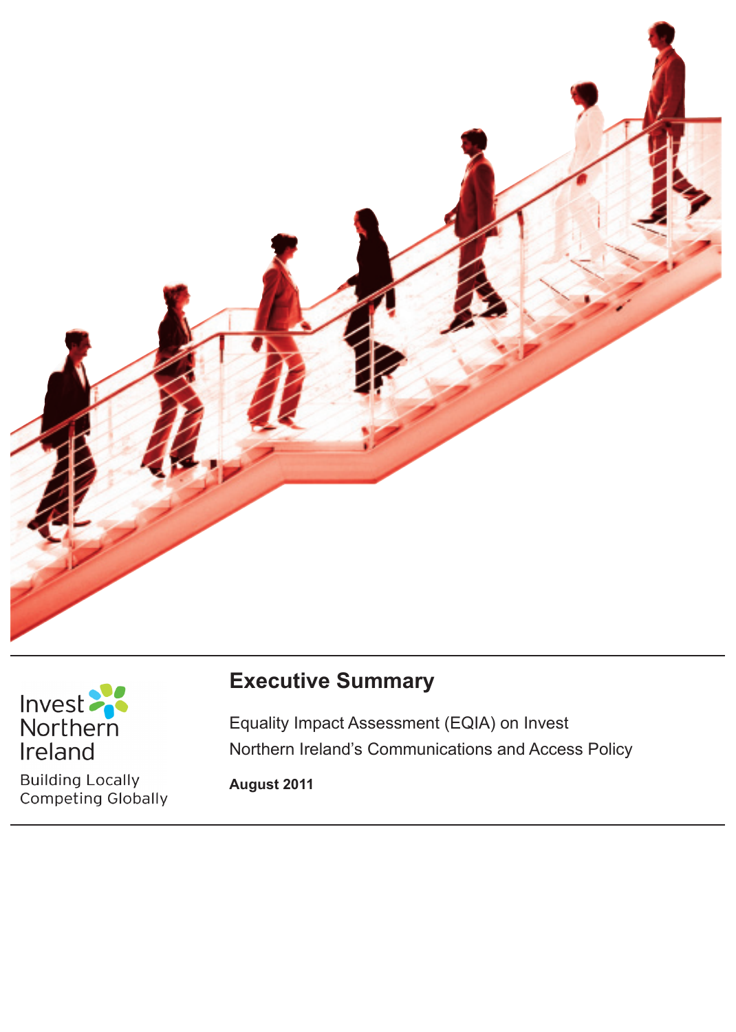Invest Northern Ireland

Building Locally
Competing Globally

# Executive Summary

Equality Impact Assessment (EQIA) on Invest Northern Ireland's Communications and Access Policy

**August 2011**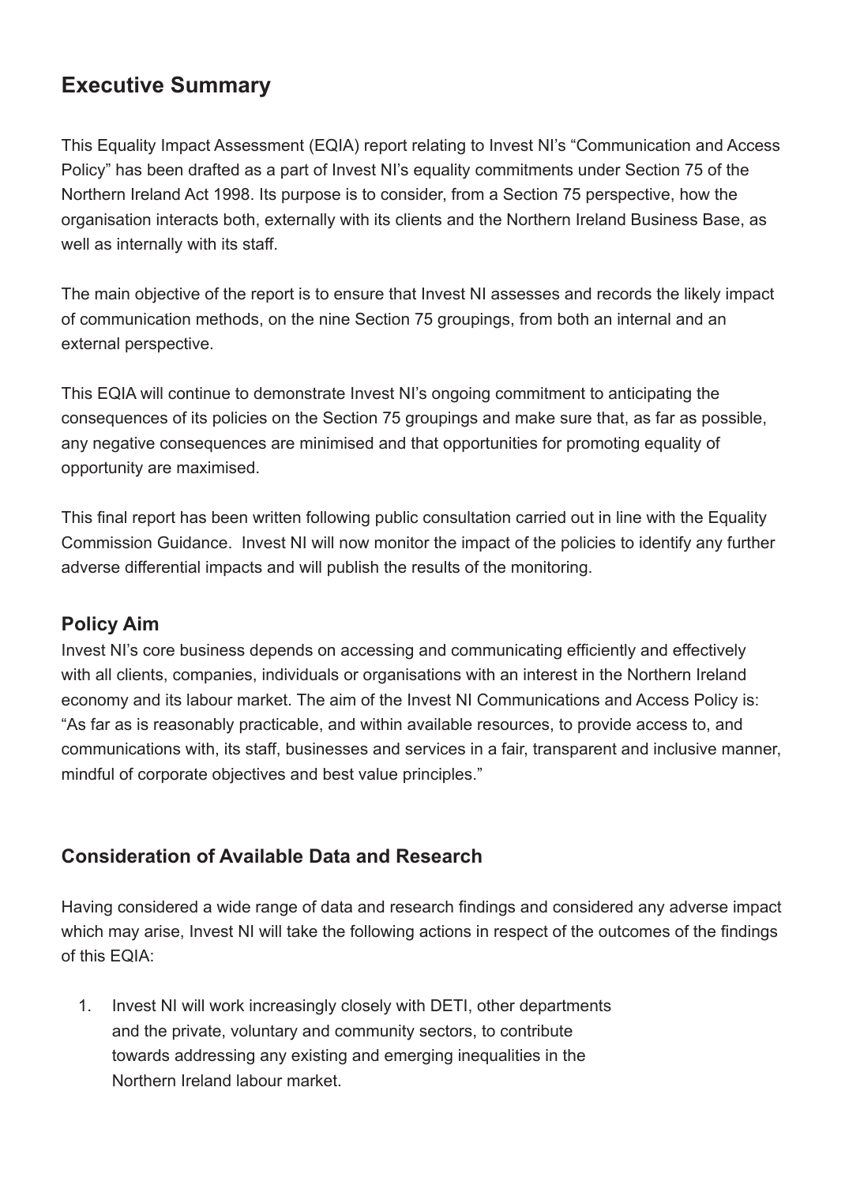## Executive Summary

This Equality Impact Assessment (EQIA) report relating to Invest NI's "Communication and Access Policy" has been drafted as a part of Invest NI's equality commitments under Section 75 of the Northern Ireland Act 1998. Its purpose is to consider, from a Section 75 perspective, how the organisation interacts both, externally with its clients and the Northern Ireland Business Base, as well as internally with its staff.

The main objective of the report is to ensure that Invest NI assesses and records the likely impact of communication methods, on the nine Section 75 groupings, from both an internal and an external perspective.

This EQIA will continue to demonstrate Invest NI's ongoing commitment to anticipating the consequences of its policies on the Section 75 groupings and make sure that, as far as possible, any negative consequences are minimised and that opportunities for promoting equality of opportunity are maximised.

This final report has been written following public consultation carried out in line with the Equality Commission Guidance. Invest NI will now monitor the impact of the policies to identify any further adverse differential impacts and will publish the results of the monitoring.

### Policy Aim

Invest NI's core business depends on accessing and communicating efficiently and effectively with all clients, companies, individuals or organisations with an interest in the Northern Ireland economy and its labour market. The aim of the Invest NI Communications and Access Policy is: "As far as is reasonably practicable, and within available resources, to provide access to, and communications with, its staff, businesses and services in a fair, transparent and inclusive manner, mindful of corporate objectives and best value principles."

### Consideration of Available Data and Research

Having considered a wide range of data and research findings and considered any adverse impact which may arise, Invest NI will take the following actions in respect of the outcomes of the findings of this EQIA:

1. Invest NI will work increasingly closely with DETI, other departments and the private, voluntary and community sectors, to contribute towards addressing any existing and emerging inequalities in the Northern Ireland labour market.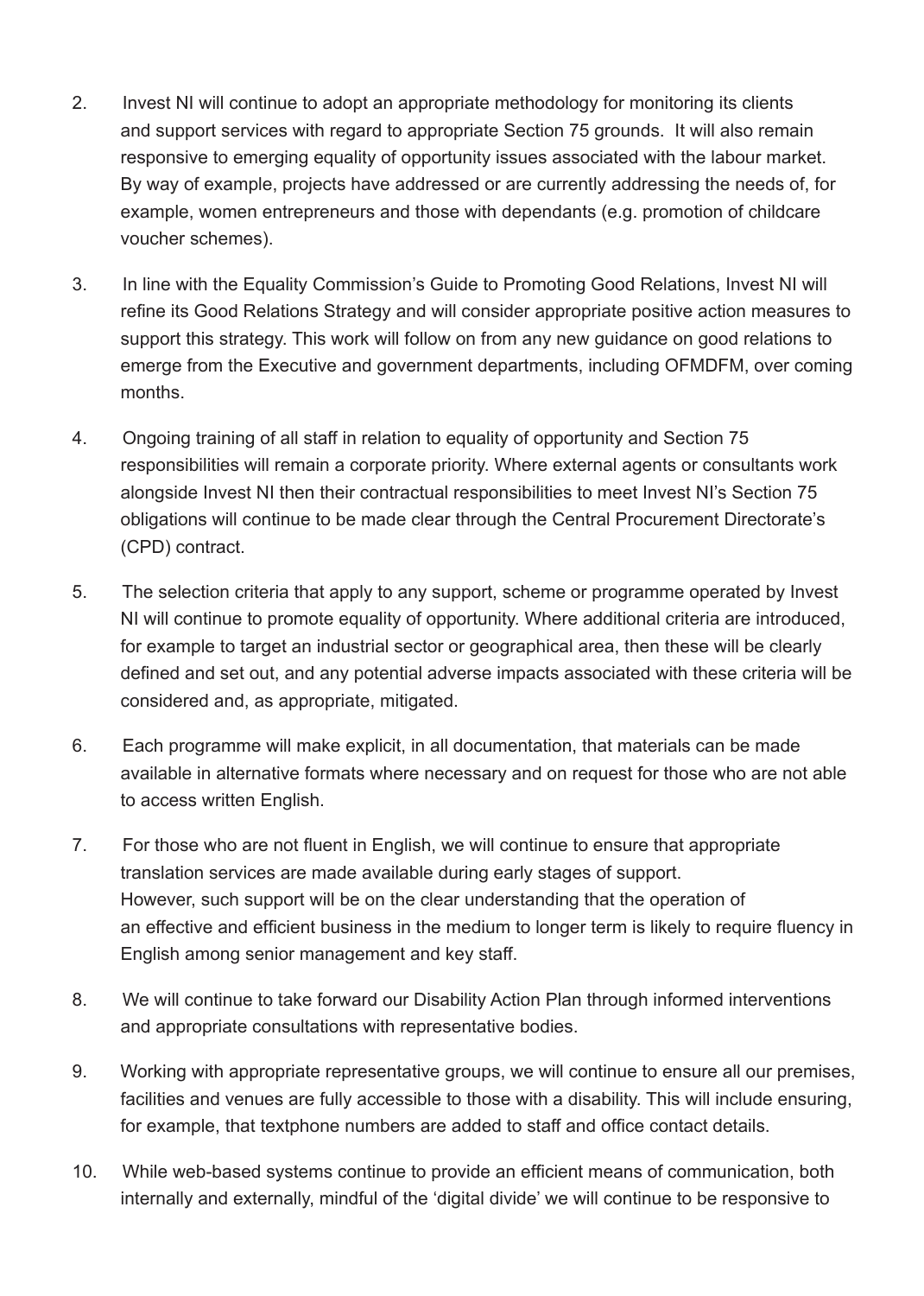2. Invest NI will continue to adopt an appropriate methodology for monitoring its clients and support services with regard to appropriate Section 75 grounds. It will also remain responsive to emerging equality of opportunity issues associated with the labour market. By way of example, projects have addressed or are currently addressing the needs of, for example, women entrepreneurs and those with dependants (e.g. promotion of childcare voucher schemes).

3. In line with the Equality Commission's Guide to Promoting Good Relations, Invest NI will refine its Good Relations Strategy and will consider appropriate positive action measures to support this strategy. This work will follow on from any new guidance on good relations to emerge from the Executive and government departments, including OFMDFM, over coming months.

4. Ongoing training of all staff in relation to equality of opportunity and Section 75 responsibilities will remain a corporate priority. Where external agents or consultants work alongside Invest NI then their contractual responsibilities to meet Invest NI's Section 75 obligations will continue to be made clear through the Central Procurement Directorate's (CPD) contract.

5. The selection criteria that apply to any support, scheme or programme operated by Invest NI will continue to promote equality of opportunity. Where additional criteria are introduced, for example to target an industrial sector or geographical area, then these will be clearly defined and set out, and any potential adverse impacts associated with these criteria will be considered and, as appropriate, mitigated.

6. Each programme will make explicit, in all documentation, that materials can be made available in alternative formats where necessary and on request for those who are not able to access written English.

7. For those who are not fluent in English, we will continue to ensure that appropriate translation services are made available during early stages of support. However, such support will be on the clear understanding that the operation of an effective and efficient business in the medium to longer term is likely to require fluency in English among senior management and key staff.

8. We will continue to take forward our Disability Action Plan through informed interventions and appropriate consultations with representative bodies.

9. Working with appropriate representative groups, we will continue to ensure all our premises, facilities and venues are fully accessible to those with a disability. This will include ensuring, for example, that textphone numbers are added to staff and office contact details.

10. While web-based systems continue to provide an efficient means of communication, both internally and externally, mindful of the 'digital divide' we will continue to be responsive to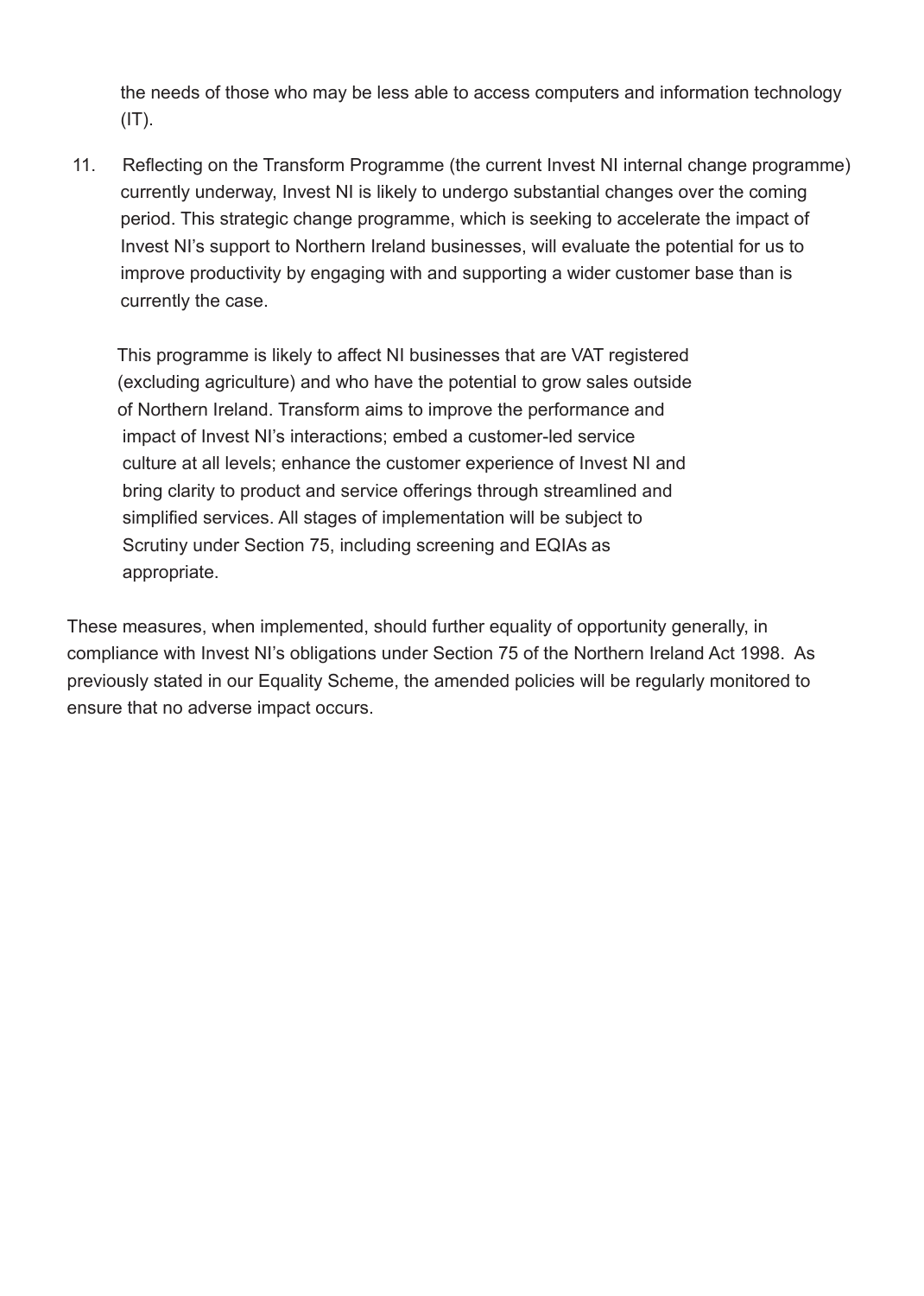the needs of those who may be less able to access computers and information technology (IT).

11. Reflecting on the Transform Programme (the current Invest NI internal change programme) currently underway, Invest NI is likely to undergo substantial changes over the coming period. This strategic change programme, which is seeking to accelerate the impact of Invest NI's support to Northern Ireland businesses, will evaluate the potential for us to improve productivity by engaging with and supporting a wider customer base than is currently the case.

    This programme is likely to affect NI businesses that are VAT registered (excluding agriculture) and who have the potential to grow sales outside of Northern Ireland. Transform aims to improve the performance and impact of Invest NI's interactions; embed a customer-led service culture at all levels; enhance the customer experience of Invest NI and bring clarity to product and service offerings through streamlined and simplified services. All stages of implementation will be subject to Scrutiny under Section 75, including screening and EQIAs as appropriate.

These measures, when implemented, should further equality of opportunity generally, in compliance with Invest NI's obligations under Section 75 of the Northern Ireland Act 1998. As previously stated in our Equality Scheme, the amended policies will be regularly monitored to ensure that no adverse impact occurs.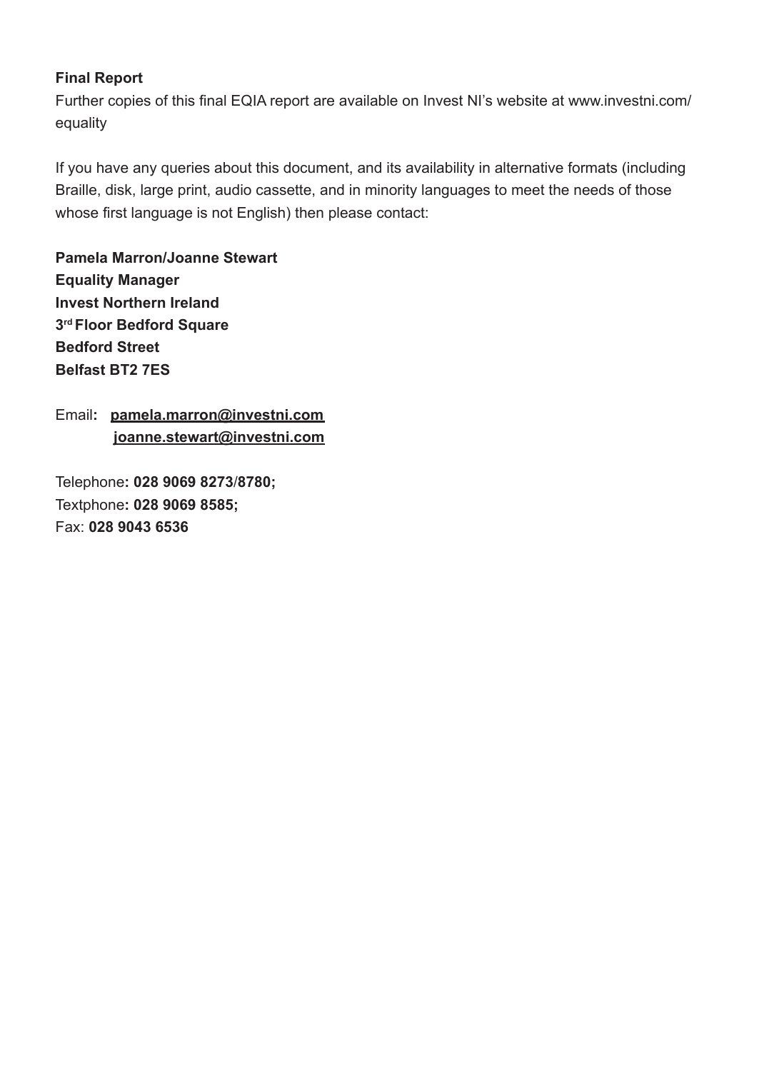**Final Report**

Further copies of this final EQIA report are available on Invest NI's website at www.investni.com/equality

If you have any queries about this document, and its availability in alternative formats (including Braille, disk, large print, audio cassette, and in minority languages to meet the needs of those whose first language is not English) then please contact:

**Pamela Marron/Joanne Stewart**
**Equality Manager**
**Invest Northern Ireland**
**3rd Floor Bedford Square**
**Bedford Street**
**Belfast BT2 7ES**

Email**:** **pamela.marron@investni.com**
**joanne.stewart@investni.com**

Telephone**: 028 9069 8273**/**8780;**
Textphone**: 028 9069 8585;**
Fax: **028 9043 6536**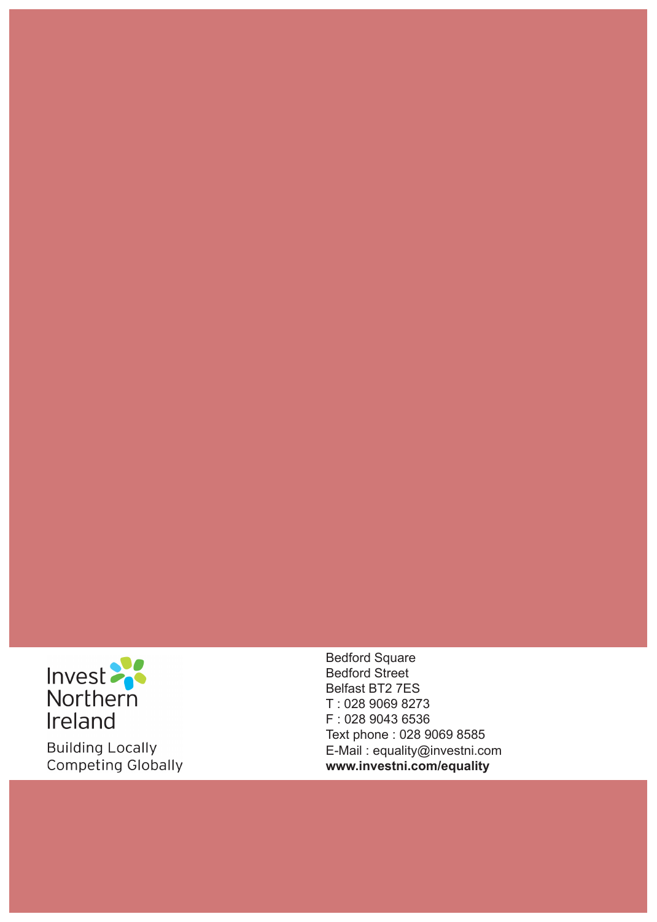Invest Northern Ireland

Building Locally
Competing Globally

Bedford Square
Bedford Street
Belfast BT2 7ES
T : 028 9069 8273
F : 028 9043 6536
Text phone : 028 9069 8585
E-Mail : equality@investni.com
**www.investni.com/equality**